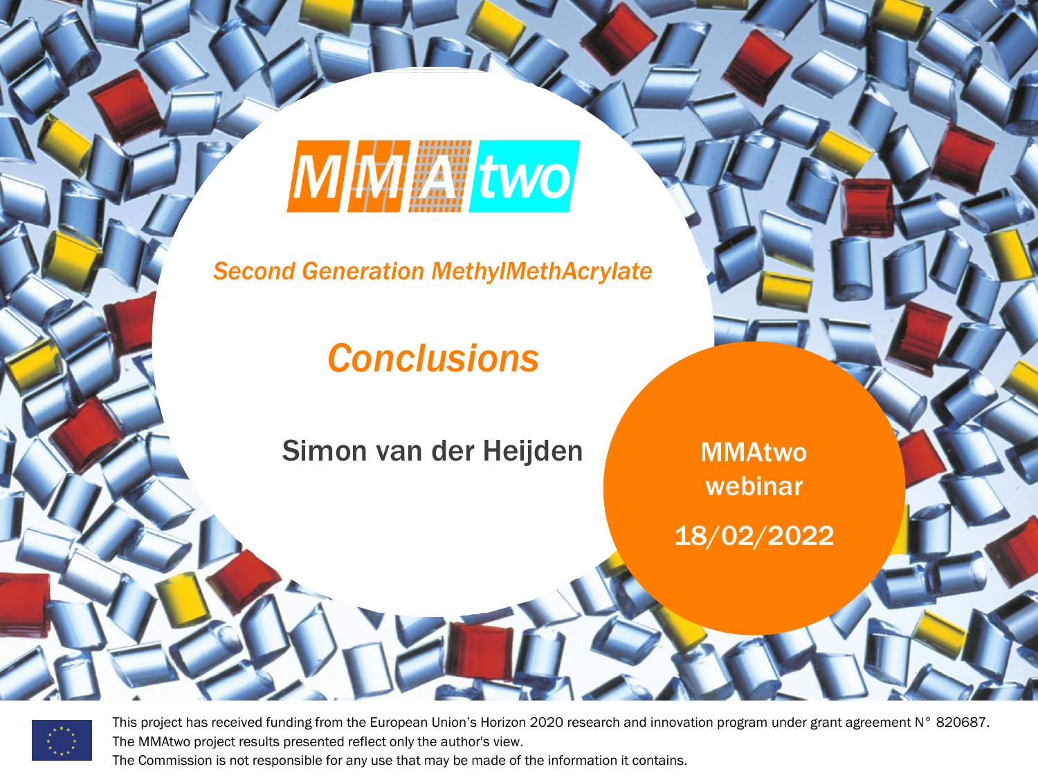# MMAtwo

*Second Generation MethylMethAcrylate*

## *Conclusions*

Simon van der Heijden

MMAtwo webinar

18/02/2022

This project has received funding from the European Union's Horizon 2020 research and innovation program under grant agreement N° 820687.
The MMAtwo project results presented reflect only the author's view.
The Commission is not responsible for any use that may be made of the information it contains.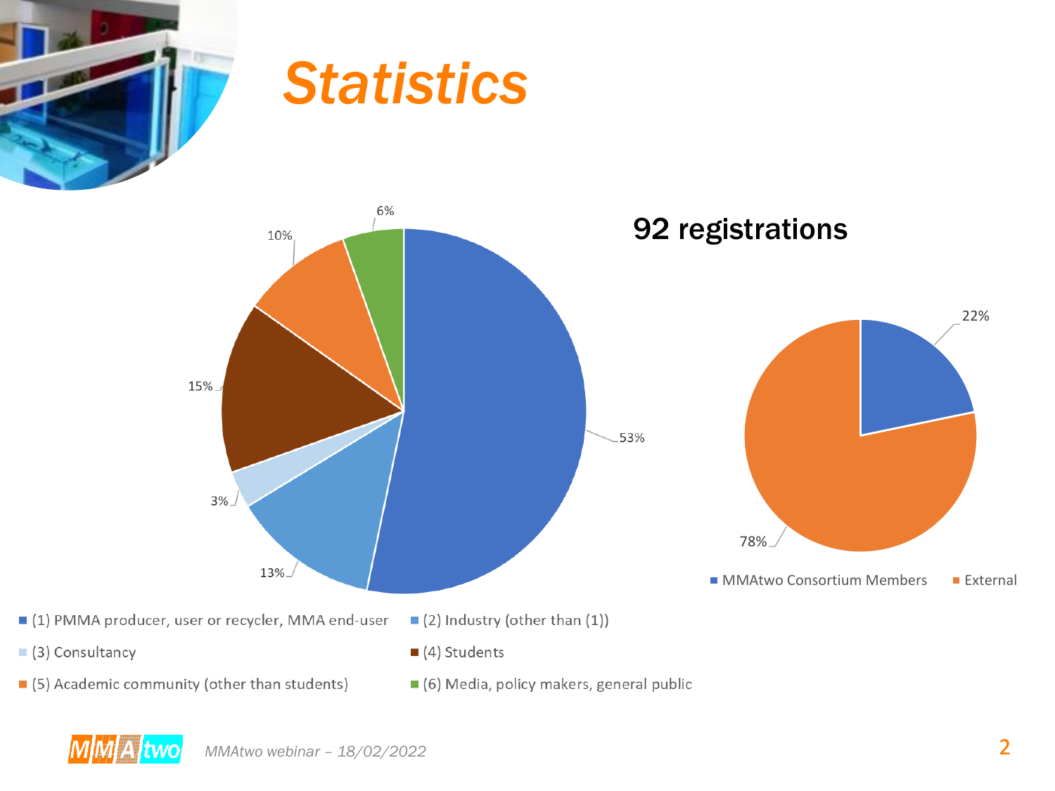# Statistics

## 92 registrations

| Category | Share |
| --- | --- |
| (1) PMMA producer, user or recycler, MMA end-user | 53% |
| (2) Industry (other than (1)) | 13% |
| (3) Consultancy | 3% |
| (4) Students | 15% |
| (5) Academic community (other than students) | 10% |
| (6) Media, policy makers, general public | 6% |

| Category | Share |
| --- | --- |
| MMAtwo Consortium Members | 22% |
| External | 78% |

MMAtwo webinar – 18/02/2022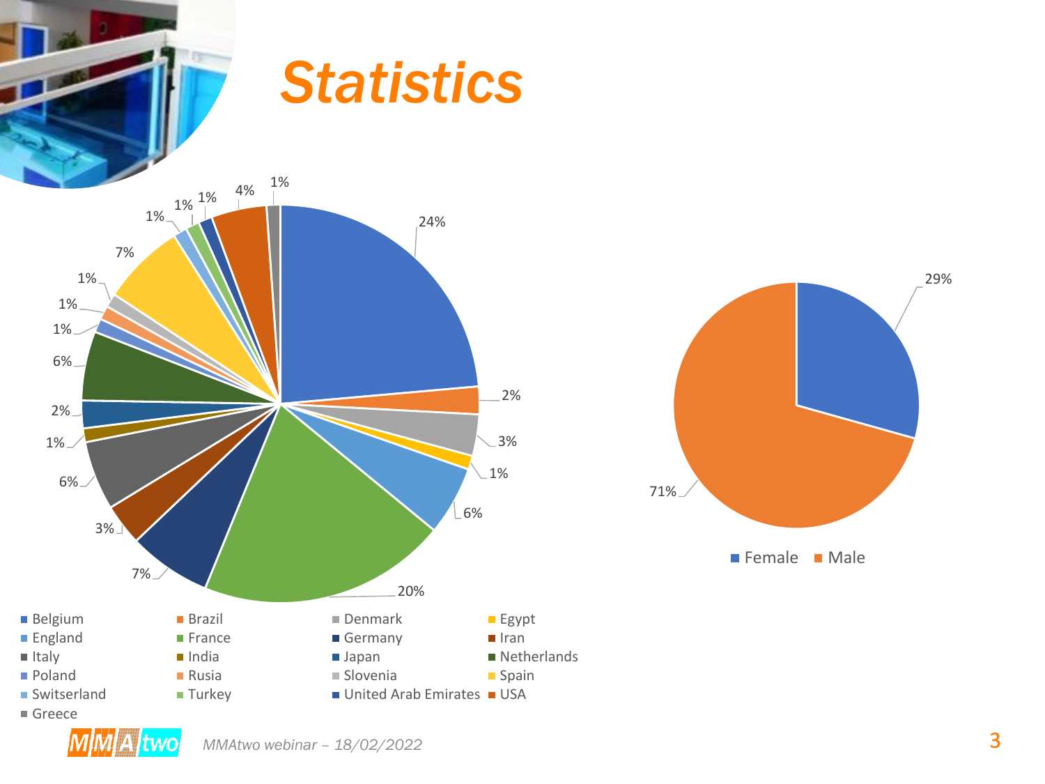# Statistics

| Country | Percentage |
| --- | --- |
| Belgium | 24% |
| Brazil | 2% |
| Denmark | 3% |
| Egypt | 1% |
| England | 6% |
| France | 20% |
| Germany | 7% |
| Iran | 3% |
| Italy | 6% |
| India | 1% |
| Japan | 2% |
| Netherlands | 6% |
| Poland | 1% |
| Rusia | 1% |
| Slovenia | 1% |
| Spain | 7% |
| Switserland | 1% |
| Turkey | 1% |
| United Arab Emirates | 1% |
| USA | 4% |
| Greece | 1% |

| Gender | Percentage |
| --- | --- |
| Female | 29% |
| Male | 71% |

*MMAtwo webinar – 18/02/2022*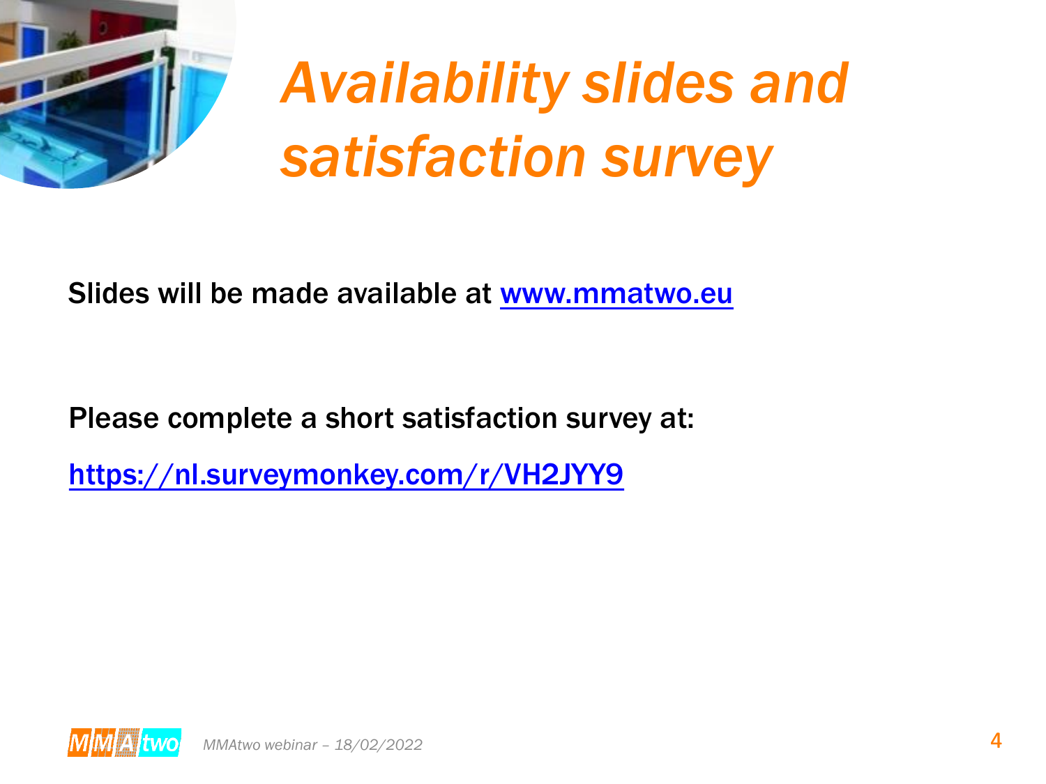# *Availability slides and satisfaction survey*

Slides will be made available at [www.mmatwo.eu](http://www.mmatwo.eu)

Please complete a short satisfaction survey at:

[https://nl.surveymonkey.com/r/VH2JYY9](https://nl.surveymonkey.com/r/VH2JYY9)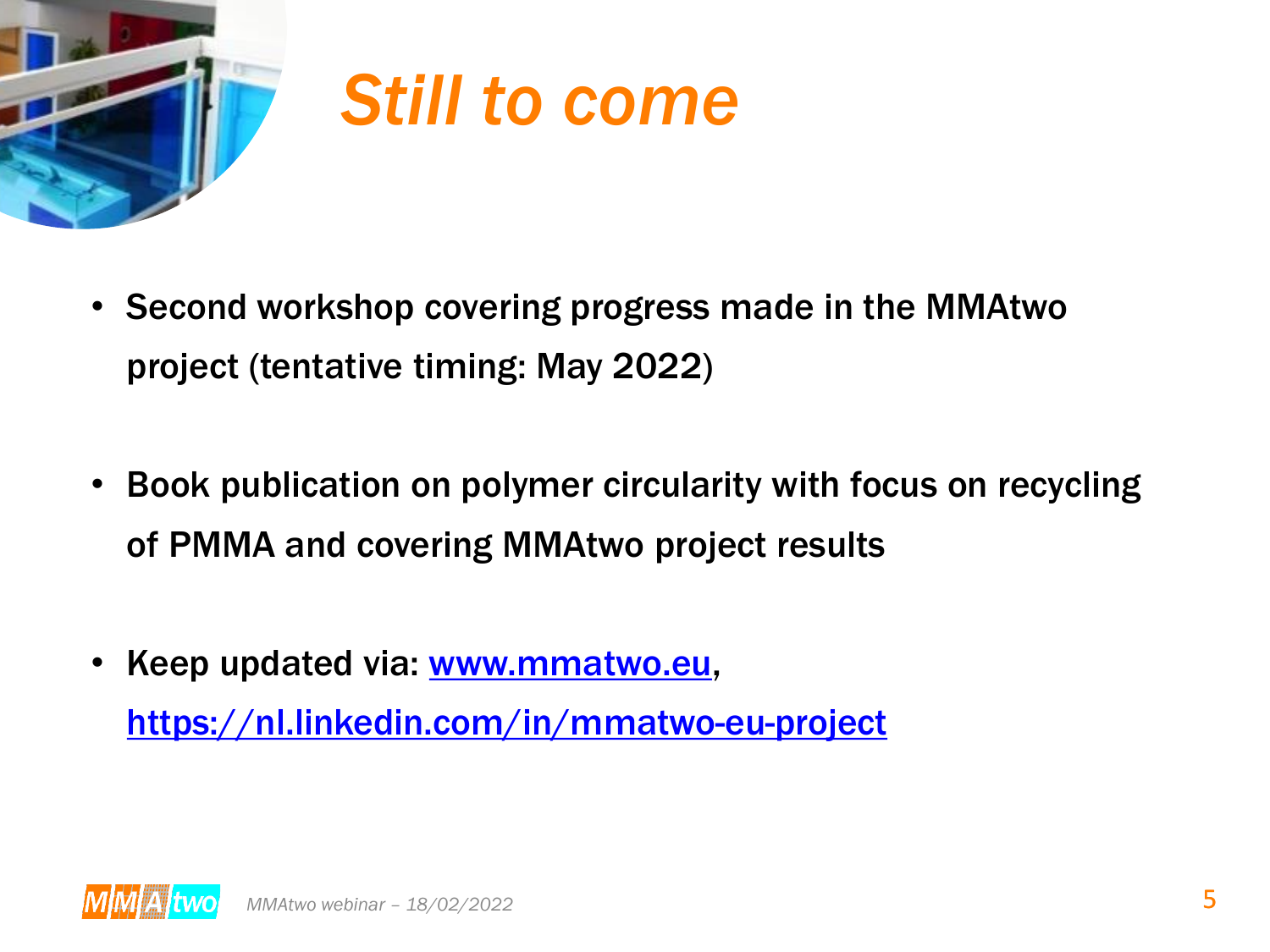# *Still to come*

- **Second workshop covering progress made in the MMAtwo project (tentative timing: May 2022)**

- **Book publication on polymer circularity with focus on recycling of PMMA and covering MMAtwo project results**

- **Keep updated via: [www.mmatwo.eu](www.mmatwo.eu), [https://nl.linkedin.com/in/mmatwo-eu-project](https://nl.linkedin.com/in/mmatwo-eu-project)**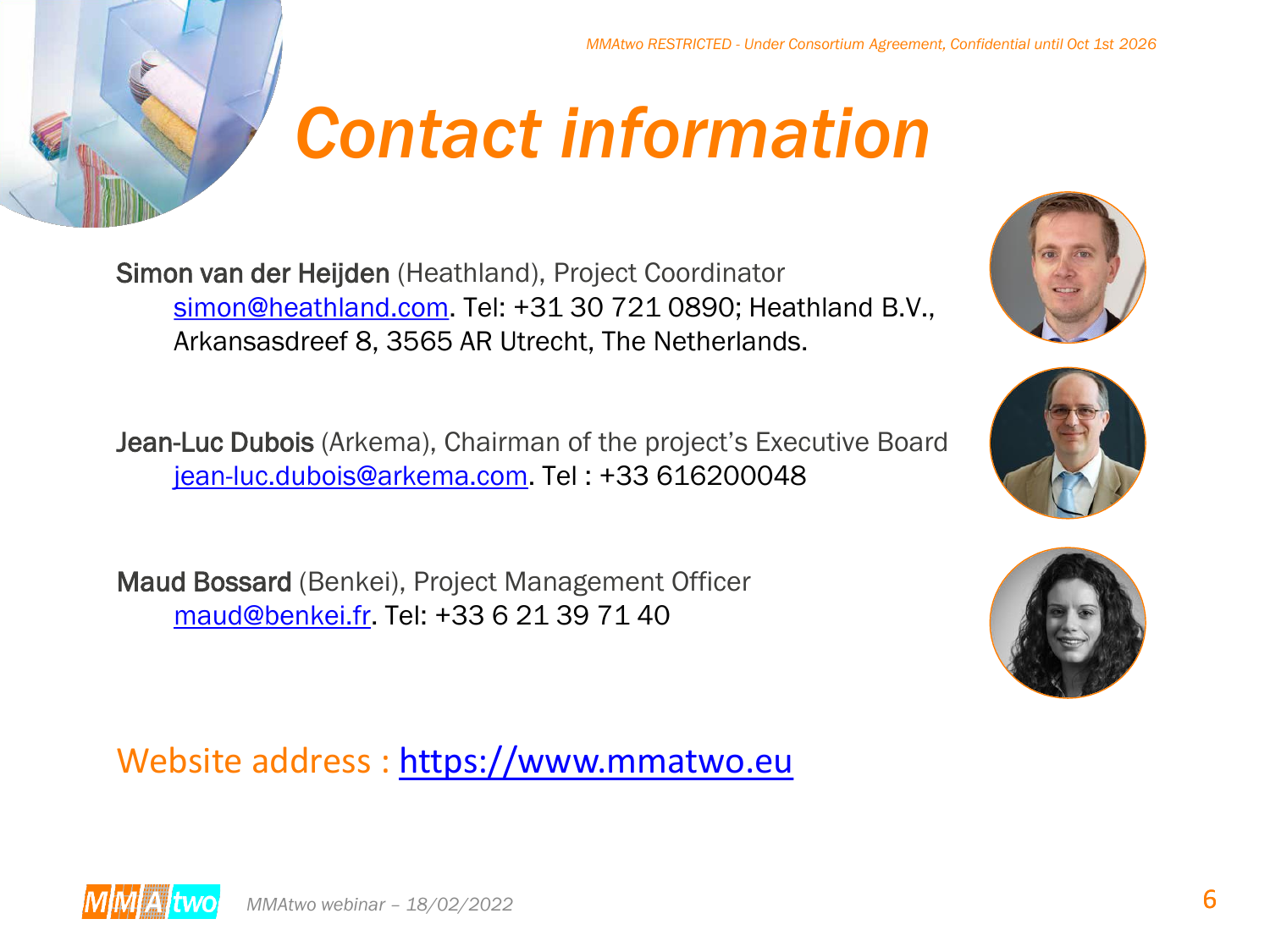# Contact information

**Simon van der Heijden** (Heathland), Project Coordinator
simon@heathland.com. Tel: +31 30 721 0890; Heathland B.V., Arkansasdreef 8, 3565 AR Utrecht, The Netherlands.

**Jean-Luc Dubois** (Arkema), Chairman of the project's Executive Board
jean-luc.dubois@arkema.com. Tel : +33 616200048

**Maud Bossard** (Benkei), Project Management Officer
maud@benkei.fr. Tel: +33 6 21 39 71 40

Website address : https://www.mmatwo.eu